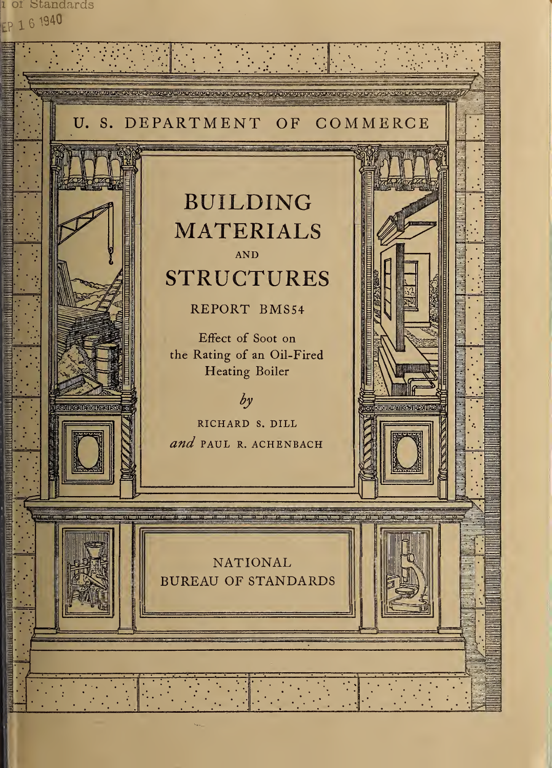U. S. DEPARTMENT OF COMMERCE

# BUILDING MATERIALS AND STRUCTURES

## REPORT BMS54

### Effect of Soot on the Rating of an Oil-Fired Heating Boiler

*by*

RICHARD S. DILL *and* PAUL R. ACHENBACH

NATIONAL BUREAU OF STANDARDS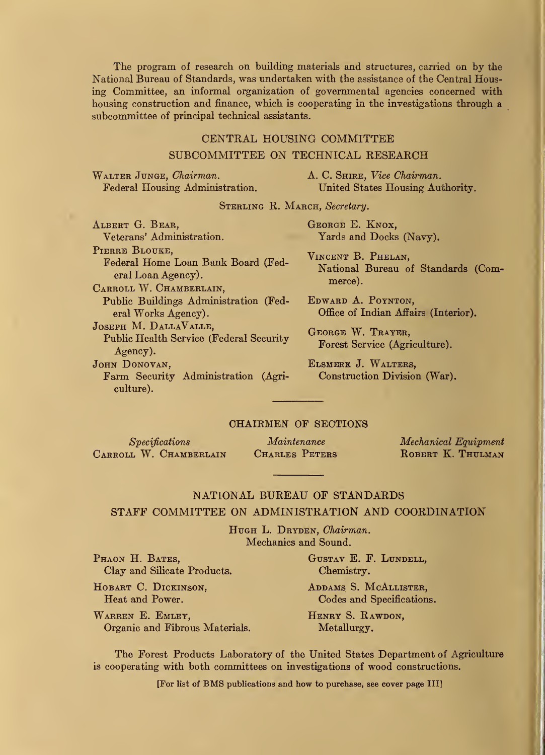The program of research on building materials and structures, carried on by the National Bureau of Standards, was undertaken with the assistance of the Central Housing Committee, an informal organization of governmental agencies concerned with housing construction and finance, which is cooperating in the investigations through a subcommittee of principal technical assistants.

## CENTRAL HOUSING COMMITTEE
## SUBCOMMITTEE ON TECHNICAL RESEARCH

Walter Junge, *Chairman.*
Federal Housing Administration.

A. C. Shire, *Vice Chairman.*
United States Housing Authority.

Sterling R. March, *Secretary.*

Albert G. Bear,
Veterans' Administration.

Pierre Blouke,
Federal Home Loan Bank Board (Federal Loan Agency).

Carroll W. Chamberlain,
Public Buildings Administration (Federal Works Agency).

Joseph M. DallaValle,
Public Health Service (Federal Security Agency).

John Donovan,
Farm Security Administration (Agriculture).

George E. Knox,
Yards and Docks (Navy).

Vincent B. Phelan,
National Bureau of Standards (Commerce).

Edward A. Poynton,
Office of Indian Affairs (Interior).

George W. Trayer,
Forest Service (Agriculture).

Elsmere J. Walters,
Construction Division (War).

---

## CHAIRMEN OF SECTIONS

*Specifications*
Carroll W. Chamberlain

*Maintenance*
Charles Peters

*Mechanical Equipment*
Robert K. Thulman

---

## NATIONAL BUREAU OF STANDARDS
## STAFF COMMITTEE ON ADMINISTRATION AND COORDINATION

Hugh L. Dryden, *Chairman.*
Mechanics and Sound.

Phaon H. Bates,
Clay and Silicate Products.

Hobart C. Dickinson,
Heat and Power.

Warren E. Emley,
Organic and Fibrous Materials.

Gustav E. F. Lundell,
Chemistry.

Addams S. McAllister,
Codes and Specifications.

Henry S. Rawdon,
Metallurgy.

The Forest Products Laboratory of the United States Department of Agriculture is cooperating with both committees on investigations of wood constructions.

[For list of BMS publications and how to purchase, see cover page III]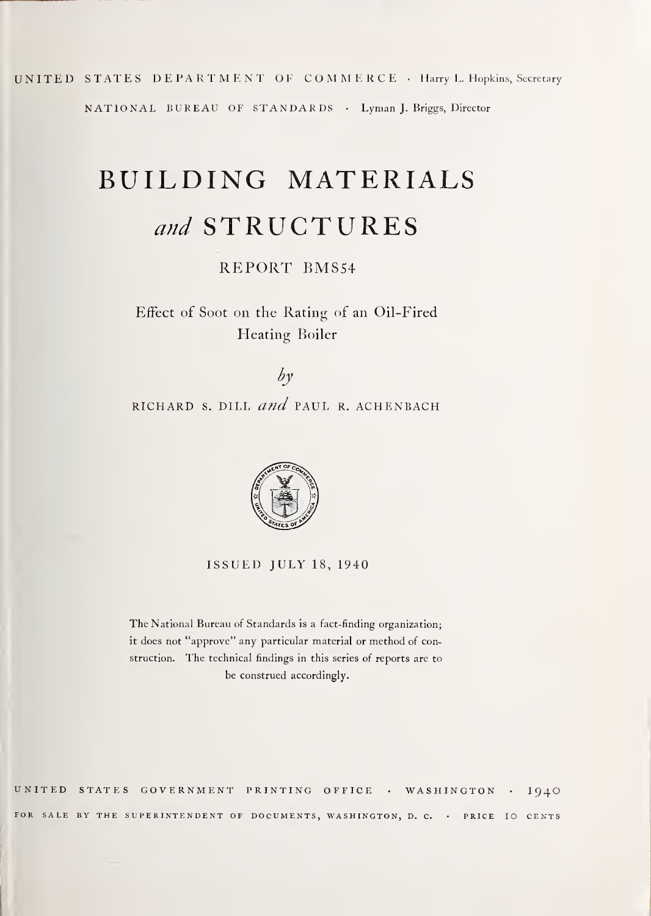UNITED STATES DEPARTMENT OF COMMERCE · Harry L. Hopkins, Secretary

NATIONAL BUREAU OF STANDARDS · Lyman J. Briggs, Director

# BUILDING MATERIALS *and* STRUCTURES

## REPORT BMS54

### Effect of Soot on the Rating of an Oil-Fired Heating Boiler

*by*

RICHARD S. DILL *and* PAUL R. ACHENBACH

ISSUED JULY 18, 1940

The National Bureau of Standards is a fact-finding organization; it does not "approve" any particular material or method of construction. The technical findings in this series of reports are to be construed accordingly.

UNITED STATES GOVERNMENT PRINTING OFFICE · WASHINGTON · 1940

FOR SALE BY THE SUPERINTENDENT OF DOCUMENTS, WASHINGTON, D. C. · PRICE 10 CENTS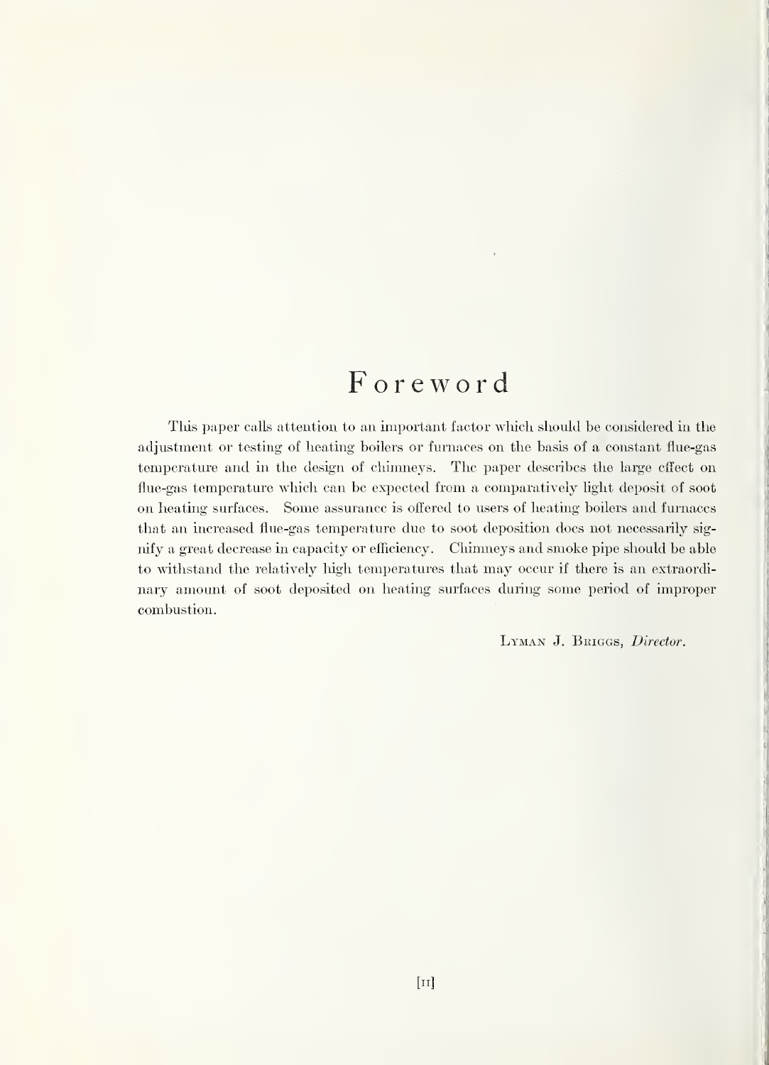# Foreword

This paper calls attention to an important factor which should be considered in the adjustment or testing of heating boilers or furnaces on the basis of a constant flue-gas temperature and in the design of chimneys. The paper describes the large effect on flue-gas temperature which can be expected from a comparatively light deposit of soot on heating surfaces. Some assurance is offered to users of heating boilers and furnaces that an increased flue-gas temperature due to soot deposition does not necessarily signify a great decrease in capacity or efficiency. Chimneys and smoke pipe should be able to withstand the relatively high temperatures that may occur if there is an extraordinary amount of soot deposited on heating surfaces during some period of improper combustion.

LYMAN J. BRIGGS, *Director.*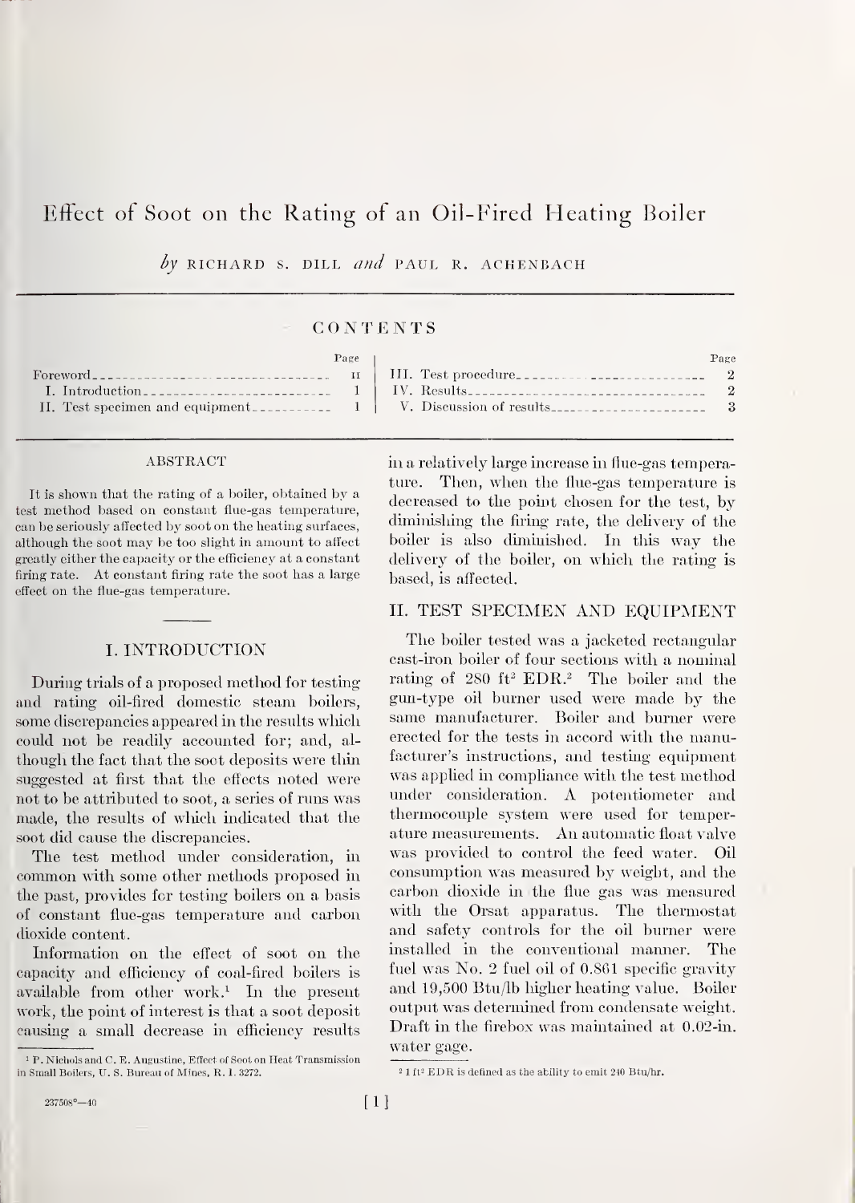# Effect of Soot on the Rating of an Oil-Fired Heating Boiler

*by* RICHARD S. DILL *and* PAUL R. ACHENBACH

## CONTENTS

| | Page |
|---|---|
| Foreword | II |
| I. Introduction | 1 |
| II. Test specimen and equipment | 1 |
| III. Test procedure | 2 |
| IV. Results | 2 |
| V. Discussion of results | 3 |

### ABSTRACT

It is shown that the rating of a boiler, obtained by a test method based on constant flue-gas temperature, can be seriously affected by soot on the heating surfaces, although the soot may be too slight in amount to affect greatly either the capacity or the efficiency at a constant firing rate. At constant firing rate the soot has a large effect on the flue-gas temperature.

## I. INTRODUCTION

During trials of a proposed method for testing and rating oil-fired domestic steam boilers, some discrepancies appeared in the results which could not be readily accounted for; and, although the fact that the soot deposits were thin suggested at first that the effects noted were not to be attributed to soot, a series of runs was made, the results of which indicated that the soot did cause the discrepancies.

The test method under consideration, in common with some other methods proposed in the past, provides for testing boilers on a basis of constant flue-gas temperature and carbon dioxide content.

Information on the effect of soot on the capacity and efficiency of coal-fired boilers is available from other work.[1] In the present work, the point of interest is that a soot deposit causing a small decrease in efficiency results in a relatively large increase in flue-gas temperature. Then, when the flue-gas temperature is decreased to the point chosen for the test, by diminishing the firing rate, the delivery of the boiler is also diminished. In this way the delivery of the boiler, on which the rating is based, is affected.

## II. TEST SPECIMEN AND EQUIPMENT

The boiler tested was a jacketed rectangular cast-iron boiler of four sections with a nominal rating of 280 ft$^2$ EDR.[2] The boiler and the gun-type oil burner used were made by the same manufacturer. Boiler and burner were erected for the tests in accord with the manufacturer's instructions, and testing equipment was applied in compliance with the test method under consideration. A potentiometer and thermocouple system were used for temperature measurements. An automatic float valve was provided to control the feed water. Oil consumption was measured by weight, and the carbon dioxide in the flue gas was measured with the Orsat apparatus. The thermostat and safety controls for the oil burner were installed in the conventional manner. The fuel was No. 2 fuel oil of 0.861 specific gravity and 19,500 Btu/lb higher heating value. Boiler output was determined from condensate weight. Draft in the firebox was maintained at 0.02-in. water gage.

---

[1] P. Nichols and C. E. Augustine, Effect of Soot on Heat Transmission in Small Boilers, U. S. Bureau of Mines, R. I. 3272.

[2] 1 ft$^2$ EDR is defined as the ability to emit 240 Btu/hr.

237508°—40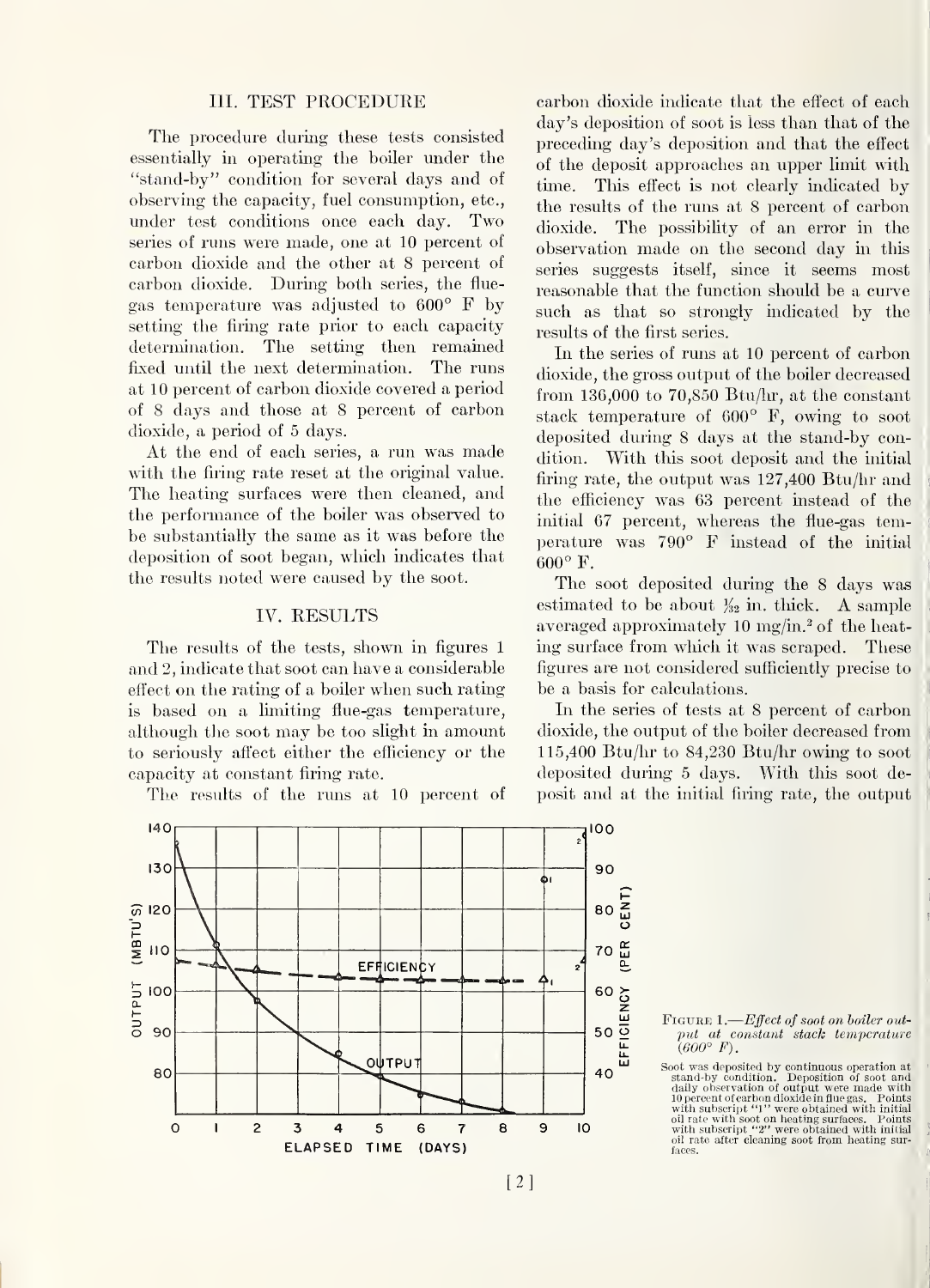## III. TEST PROCEDURE

The procedure during these tests consisted essentially in operating the boiler under the "stand-by" condition for several days and of observing the capacity, fuel consumption, etc., under test conditions once each day. Two series of runs were made, one at 10 percent of carbon dioxide and the other at 8 percent of carbon dioxide. During both series, the flue-gas temperature was adjusted to 600° F by setting the firing rate prior to each capacity determination. The setting then remained fixed until the next determination. The runs at 10 percent of carbon dioxide covered a period of 8 days and those at 8 percent of carbon dioxide, a period of 5 days.

At the end of each series, a run was made with the firing rate reset at the original value. The heating surfaces were then cleaned, and the performance of the boiler was observed to be substantially the same as it was before the deposition of soot began, which indicates that the results noted were caused by the soot.

## IV. RESULTS

The results of the tests, shown in figures 1 and 2, indicate that soot can have a considerable effect on the rating of a boiler when such rating is based on a limiting flue-gas temperature, although the soot may be too slight in amount to seriously affect either the efficiency or the capacity at constant firing rate.

The results of the runs at 10 percent of carbon dioxide indicate that the effect of each day's deposition of soot is less than that of the preceding day's deposition and that the effect of the deposit approaches an upper limit with time. This effect is not clearly indicated by the results of the runs at 8 percent of carbon dioxide. The possibility of an error in the observation made on the second day in this series suggests itself, since it seems most reasonable that the function should be a curve such as that so strongly indicated by the results of the first series.

In the series of runs at 10 percent of carbon dioxide, the gross output of the boiler decreased from 136,000 to 70,850 Btu/hr, at the constant stack temperature of 600° F, owing to soot deposited during 8 days at the stand-by condition. With this soot deposit and the initial firing rate, the output was 127,400 Btu/hr and the efficiency was 63 percent instead of the initial 67 percent, whereas the flue-gas temperature was 790° F instead of the initial 600° F.

The soot deposited during the 8 days was estimated to be about $\frac{1}{32}$ in. thick. A sample averaged approximately 10 mg/in.$^2$ of the heating surface from which it was scraped. These figures are not considered sufficiently precise to be a basis for calculations.

In the series of tests at 8 percent of carbon dioxide, the output of the boiler decreased from 115,400 Btu/hr to 84,230 Btu/hr owing to soot deposited during 5 days. With this soot deposit and at the initial firing rate, the output

FIGURE 1.—*Effect of soot on boiler output at constant stack temperature (600° F).*

Soot was deposited by continuous operation at stand-by condition. Deposition of soot and daily observation of output were made with 10 percent of carbon dioxide in flue gas. Points with subscript "1" were obtained with initial oil rate with soot on heating surfaces. Points with subscript "2" were obtained with initial oil rate after cleaning soot from heating surfaces.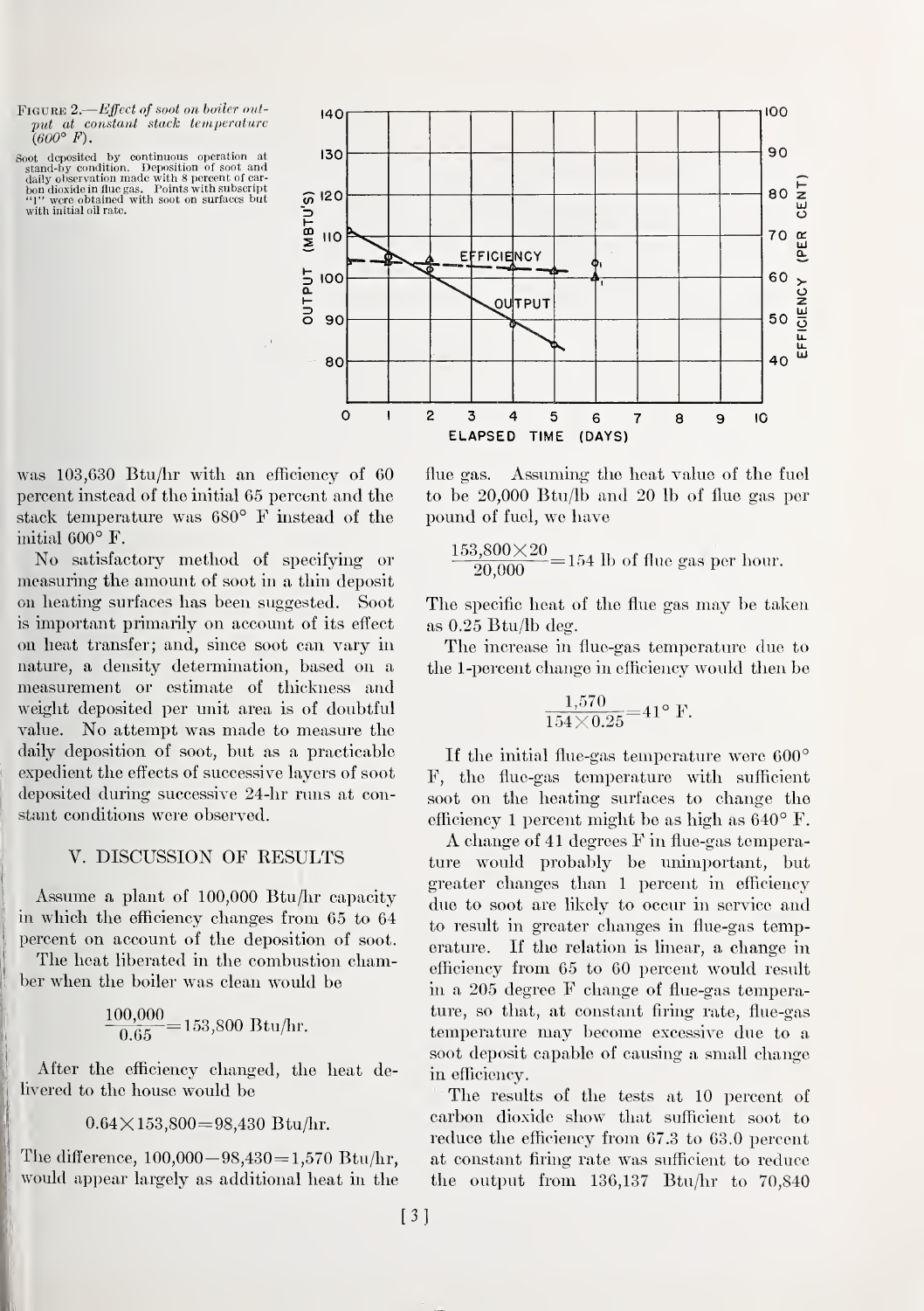FIGURE 2.—*Effect of soot on boiler output at constant stack temperature (600° F).*

Soot deposited by continuous operation at stand-by condition. Deposition of soot and daily observation made with 8 percent of carbon dioxide in flue gas. Points with subscript "1" were obtained with soot on surfaces but with initial oil rate.

was 103,630 Btu/hr with an efficiency of 60 percent instead of the initial 65 percent and the stack temperature was 680° F instead of the initial 600° F.

No satisfactory method of specifying or measuring the amount of soot in a thin deposit on heating surfaces has been suggested. Soot is important primarily on account of its effect on heat transfer; and, since soot can vary in nature, a density determination, based on a measurement or estimate of thickness and weight deposited per unit area is of doubtful value. No attempt was made to measure the daily deposition of soot, but as a practicable expedient the effects of successive layers of soot deposited during successive 24-hr runs at constant conditions were observed.

## V. DISCUSSION OF RESULTS

Assume a plant of 100,000 Btu/hr capacity in which the efficiency changes from 65 to 64 percent on account of the deposition of soot.

The heat liberated in the combustion chamber when the boiler was clean would be

$$\frac{100{,}000}{0.65}=153{,}800 \text{ Btu/hr.}$$

After the efficiency changed, the heat delivered to the house would be

$$0.64\times 153{,}800=98{,}430 \text{ Btu/hr.}$$

The difference, $100{,}000-98{,}430=1{,}570$ Btu/hr, would appear largely as additional heat in the flue gas. Assuming the heat value of the fuel to be 20,000 Btu/lb and 20 lb of flue gas per pound of fuel, we have

$$\frac{153{,}800\times 20}{20{,}000}=154 \text{ lb of flue gas per hour.}$$

The specific heat of the flue gas may be taken as 0.25 Btu/lb deg.

The increase in flue-gas temperature due to the 1-percent change in efficiency would then be

$$\frac{1{,}570}{154\times 0.25}=41^\circ \text{ F.}$$

If the initial flue-gas temperature were 600° F, the flue-gas temperature with sufficient soot on the heating surfaces to change the efficiency 1 percent might be as high as 640° F.

A change of 41 degrees F in flue-gas temperature would probably be unimportant, but greater changes than 1 percent in efficiency due to soot are likely to occur in service and to result in greater changes in flue-gas temperature. If the relation is linear, a change in efficiency from 65 to 60 percent would result in a 205 degree F change of flue-gas temperature, so that, at constant firing rate, flue-gas temperature may become excessive due to a soot deposit capable of causing a small change in efficiency.

The results of the tests at 10 percent of carbon dioxide show that sufficient soot to reduce the efficiency from 67.3 to 63.0 percent at constant firing rate was sufficient to reduce the output from 136,137 Btu/hr to 70,840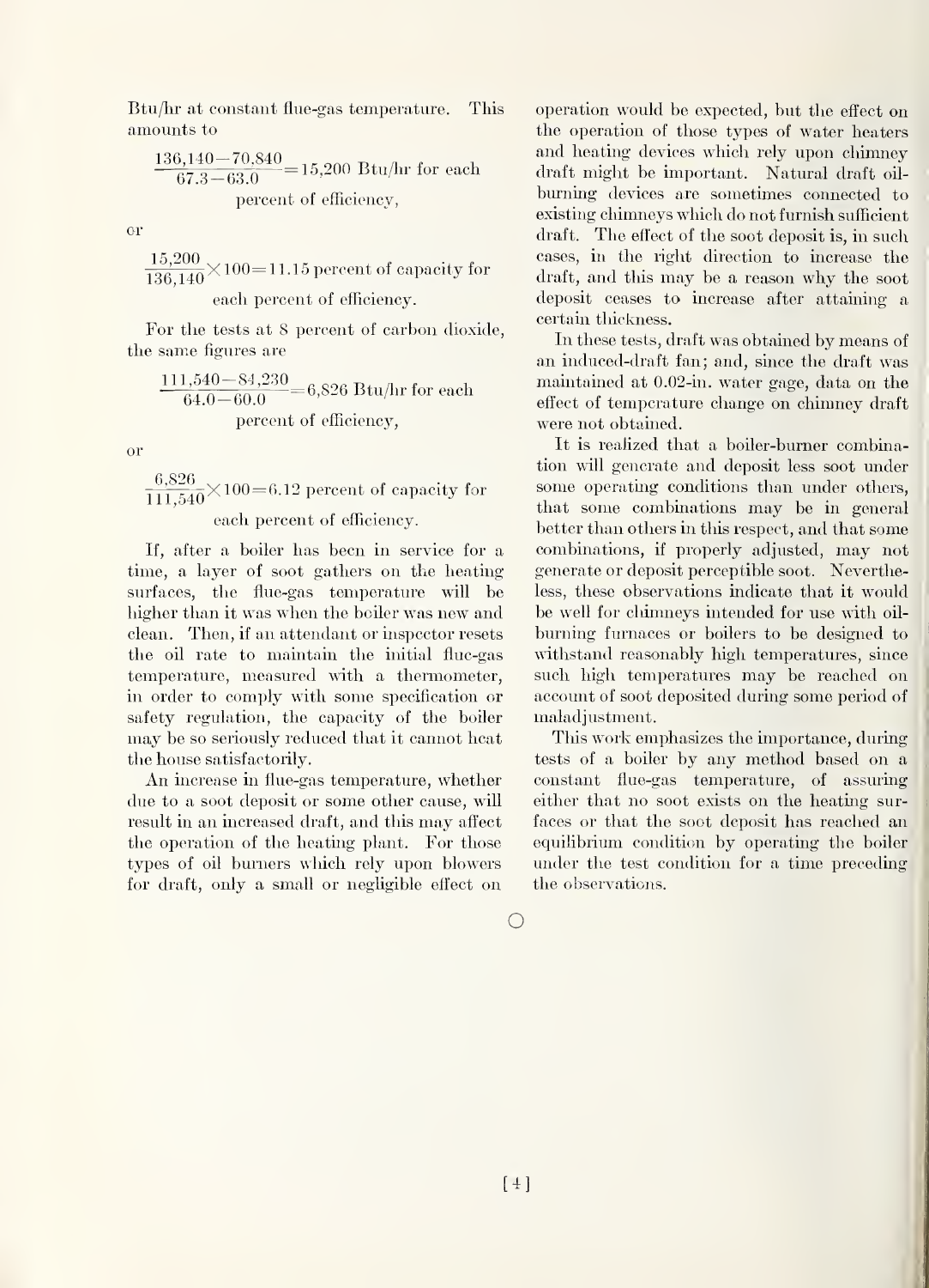Btu/hr at constant flue-gas temperature. This amounts to

$$\frac{136{,}140-70{,}840}{67.3-63.0}=15{,}200 \text{ Btu/hr for each percent of efficiency,}$$

or

$$\frac{15{,}200}{136{,}140}\times 100=11.15 \text{ percent of capacity for each percent of efficiency.}$$

For the tests at 8 percent of carbon dioxide, the same figures are

$$\frac{111{,}540-84{,}230}{64.0-60.0}=6{,}826 \text{ Btu/hr for each percent of efficiency,}$$

or

$$\frac{6{,}826}{111{,}540}\times 100=6.12 \text{ percent of capacity for each percent of efficiency.}$$

If, after a boiler has been in service for a time, a layer of soot gathers on the heating surfaces, the flue-gas temperature will be higher than it was when the boiler was new and clean. Then, if an attendant or inspector resets the oil rate to maintain the initial flue-gas temperature, measured with a thermometer, in order to comply with some specification or safety regulation, the capacity of the boiler may be so seriously reduced that it cannot heat the house satisfactorily.

An increase in flue-gas temperature, whether due to a soot deposit or some other cause, will result in an increased draft, and this may affect the operation of the heating plant. For those types of oil burners which rely upon blowers for draft, only a small or negligible effect on operation would be expected, but the effect on the operation of those types of water heaters and heating devices which rely upon chimney draft might be important. Natural draft oil-burning devices are sometimes connected to existing chimneys which do not furnish sufficient draft. The effect of the soot deposit is, in such cases, in the right direction to increase the draft, and this may be a reason why the soot deposit ceases to increase after attaining a certain thickness.

In these tests, draft was obtained by means of an induced-draft fan; and, since the draft was maintained at 0.02-in. water gage, data on the effect of temperature change on chimney draft were not obtained.

It is realized that a boiler-burner combination will generate and deposit less soot under some operating conditions than under others, that some combinations may be in general better than others in this respect, and that some combinations, if properly adjusted, may not generate or deposit perceptible soot. Nevertheless, these observations indicate that it would be well for chimneys intended for use with oil-burning furnaces or boilers to be designed to withstand reasonably high temperatures, since such high temperatures may be reached on account of soot deposited during some period of maladjustment.

This work emphasizes the importance, during tests of a boiler by any method based on a constant flue-gas temperature, of assuring either that no soot exists on the heating surfaces or that the soot deposit has reached an equilibrium condition by operating the boiler under the test condition for a time preceding the observations.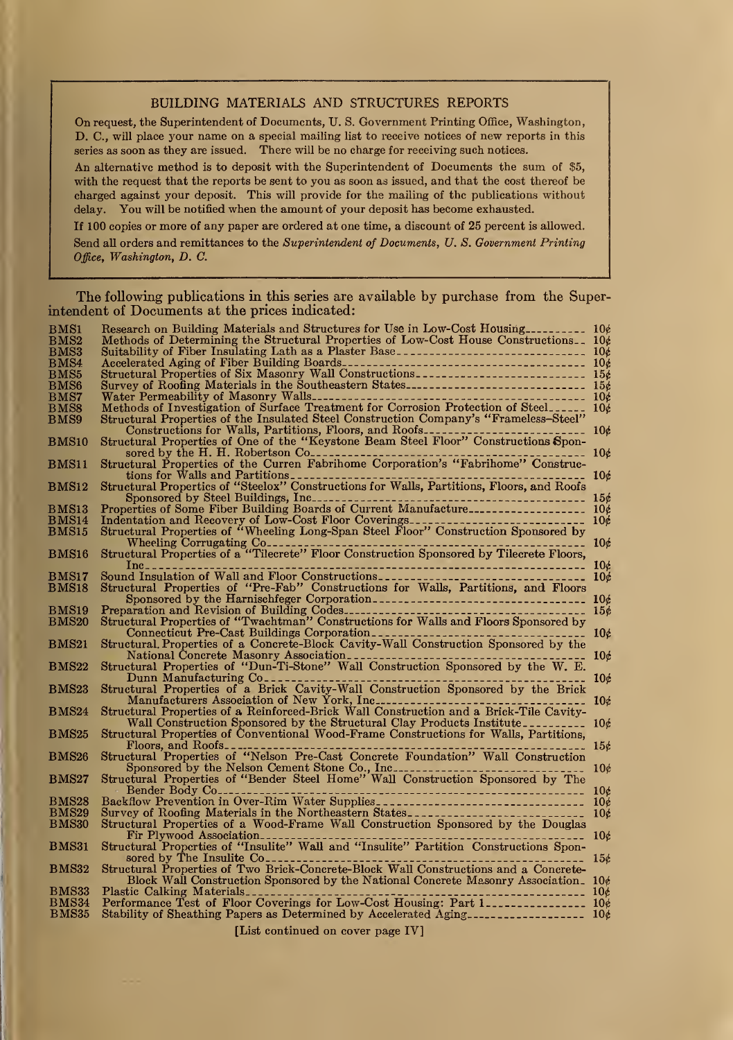## BUILDING MATERIALS AND STRUCTURES REPORTS

On request, the Superintendent of Documents, U. S. Government Printing Office, Washington, D. C., will place your name on a special mailing list to receive notices of new reports in this series as soon as they are issued. There will be no charge for receiving such notices.

An alternative method is to deposit with the Superintendent of Documents the sum of $5, with the request that the reports be sent to you as soon as issued, and that the cost thereof be charged against your deposit. This will provide for the mailing of the publications without delay. You will be notified when the amount of your deposit has become exhausted.

If 100 copies or more of any paper are ordered at one time, a discount of 25 percent is allowed.

Send all orders and remittances to the *Superintendent of Documents, U. S. Government Printing Office, Washington, D. C.*

The following publications in this series are available by purchase from the Superintendent of Documents at the prices indicated:

| | | |
|---|---|---|
| BMS1 | Research on Building Materials and Structures for Use in Low-Cost Housing | 10¢ |
| BMS2 | Methods of Determining the Structural Properties of Low-Cost House Constructions | 10¢ |
| BMS3 | Suitability of Fiber Insulating Lath as a Plaster Base | 10¢ |
| BMS4 | Accelerated Aging of Fiber Building Boards | 10¢ |
| BMS5 | Structural Properties of Six Masonry Wall Constructions | 15¢ |
| BMS6 | Survey of Roofing Materials in the Southeastern States | 15¢ |
| BMS7 | Water Permeability of Masonry Walls | 10¢ |
| BMS8 | Methods of Investigation of Surface Treatment for Corrosion Protection of Steel | 10¢ |
| BMS9 | Structural Properties of the Insulated Steel Construction Company's "Frameless-Steel" Constructions for Walls, Partitions, Floors, and Roofs | 10¢ |
| BMS10 | Structural Properties of One of the "Keystone Beam Steel Floor" Constructions Sponsored by the H. H. Robertson Co | 10¢ |
| BMS11 | Structural Properties of the Curren Fabrihome Corporation's "Fabrihome" Constructions for Walls and Partitions | 10¢ |
| BMS12 | Structural Properties of "Steelox" Constructions for Walls, Partitions, Floors, and Roofs Sponsored by Steel Buildings, Inc | 15¢ |
| BMS13 | Properties of Some Fiber Building Boards of Current Manufacture | 10¢ |
| BMS14 | Indentation and Recovery of Low-Cost Floor Coverings | 10¢ |
| BMS15 | Structural Properties of "Wheeling Long-Span Steel Floor" Construction Sponsored by Wheeling Corrugating Co | 10¢ |
| BMS16 | Structural Properties of a "Tilecrete" Floor Construction Sponsored by Tilecrete Floors, Inc | 10¢ |
| BMS17 | Sound Insulation of Wall and Floor Constructions | 10¢ |
| BMS18 | Structural Properties of "Pre-Fab" Constructions for Walls, Partitions, and Floors Sponsored by the Harnischfeger Corporation | 10¢ |
| BMS19 | Preparation and Revision of Building Codes | 15¢ |
| BMS20 | Structural Properties of "Twachtman" Constructions for Walls and Floors Sponsored by Connecticut Pre-Cast Buildings Corporation | 10¢ |
| BMS21 | Structural Properties of a Concrete-Block Cavity-Wall Construction Sponsored by the National Concrete Masonry Association | 10¢ |
| BMS22 | Structural Properties of "Dun-Ti-Stone" Wall Construction Sponsored by the W. E. Dunn Manufacturing Co | 10¢ |
| BMS23 | Structural Properties of a Brick Cavity-Wall Construction Sponsored by the Brick Manufacturers Association of New York, Inc | 10¢ |
| BMS24 | Structural Properties of a Reinforced-Brick Wall Construction and a Brick-Tile Cavity-Wall Construction Sponsored by the Structural Clay Products Institute | 10¢ |
| BMS25 | Structural Properties of Conventional Wood-Frame Constructions for Walls, Partitions, Floors, and Roofs | 15¢ |
| BMS26 | Structural Properties of "Nelson Pre-Cast Concrete Foundation" Wall Construction Sponsored by the Nelson Cement Stone Co., Inc | 10¢ |
| BMS27 | Structural Properties of "Bender Steel Home" Wall Construction Sponsored by The Bender Body Co | 10¢ |
| BMS28 | Backflow Prevention in Over-Rim Water Supplies | 10¢ |
| BMS29 | Survey of Roofing Materials in the Northeastern States | 10¢ |
| BMS30 | Structural Properties of a Wood-Frame Wall Construction Sponsored by the Douglas Fir Plywood Association | 10¢ |
| BMS31 | Structural Properties of "Insulite" Wall and "Insulite" Partition Constructions Sponsored by The Insulite Co | 15¢ |
| BMS32 | Structural Properties of Two Brick-Concrete-Block Wall Constructions and a Concrete-Block Wall Construction Sponsored by the National Concrete Masonry Association | 10¢ |
| BMS33 | Plastic Calking Materials | 10¢ |
| BMS34 | Performance Test of Floor Coverings for Low-Cost Housing: Part 1 | 10¢ |
| BMS35 | Stability of Sheathing Papers as Determined by Accelerated Aging | 10¢ |

[List continued on cover page IV]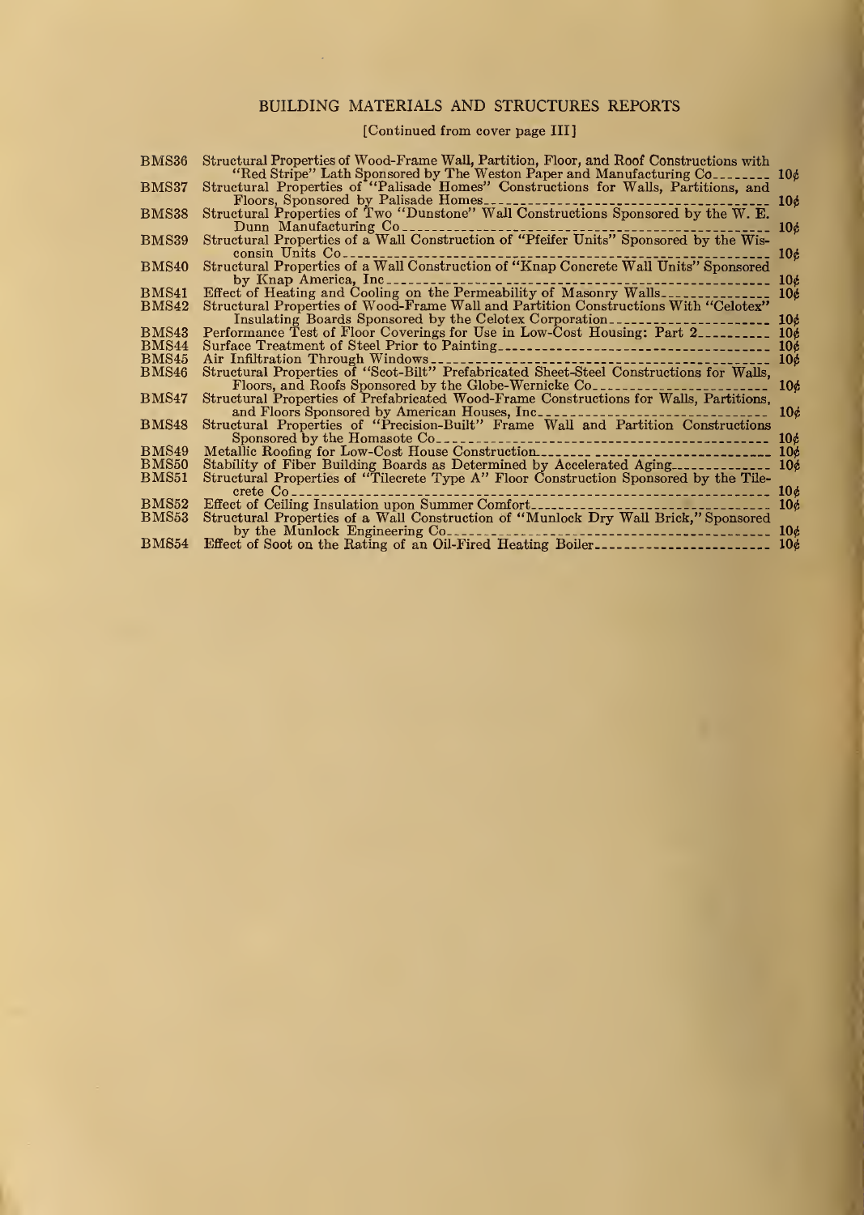# BUILDING MATERIALS AND STRUCTURES REPORTS

[Continued from cover page III]

| | | |
|---|---|---|
| BMS36 | Structural Properties of Wood-Frame Wall, Partition, Floor, and Roof Constructions with "Red Stripe" Lath Sponsored by The Weston Paper and Manufacturing Co | 10¢ |
| BMS37 | Structural Properties of "Palisade Homes" Constructions for Walls, Partitions, and Floors, Sponsored by Palisade Homes | 10¢ |
| BMS38 | Structural Properties of Two "Dunstone" Wall Constructions Sponsored by the W. E. Dunn Manufacturing Co | 10¢ |
| BMS39 | Structural Properties of a Wall Construction of "Pfeifer Units" Sponsored by the Wisconsin Units Co | 10¢ |
| BMS40 | Structural Properties of a Wall Construction of "Knap Concrete Wall Units" Sponsored by Knap America, Inc | 10¢ |
| BMS41 | Effect of Heating and Cooling on the Permeability of Masonry Walls | 10¢ |
| BMS42 | Structural Properties of Wood-Frame Wall and Partition Constructions With "Celotex" Insulating Boards Sponsored by the Celotex Corporation | 10¢ |
| BMS43 | Performance Test of Floor Coverings for Use in Low-Cost Housing: Part 2 | 10¢ |
| BMS44 | Surface Treatment of Steel Prior to Painting | 10¢ |
| BMS45 | Air Infiltration Through Windows | 10¢ |
| BMS46 | Structural Properties of "Scot-Bilt" Prefabricated Sheet-Steel Constructions for Walls, Floors, and Roofs Sponsored by the Globe-Wernicke Co | 10¢ |
| BMS47 | Structural Properties of Prefabricated Wood-Frame Constructions for Walls, Partitions, and Floors Sponsored by American Houses, Inc | 10¢ |
| BMS48 | Structural Properties of "Precision-Built" Frame Wall and Partition Constructions Sponsored by the Homasote Co | 10¢ |
| BMS49 | Metallic Roofing for Low-Cost House Construction | 10¢ |
| BMS50 | Stability of Fiber Building Boards as Determined by Accelerated Aging | 10¢ |
| BMS51 | Structural Properties of "Tilecrete Type A" Floor Construction Sponsored by the Tilecrete Co | 10¢ |
| BMS52 | Effect of Ceiling Insulation upon Summer Comfort | 10¢ |
| BMS53 | Structural Properties of a Wall Construction of "Munlock Dry Wall Brick," Sponsored by the Munlock Engineering Co | 10¢ |
| BMS54 | Effect of Soot on the Rating of an Oil-Fired Heating Boiler | 10¢ |